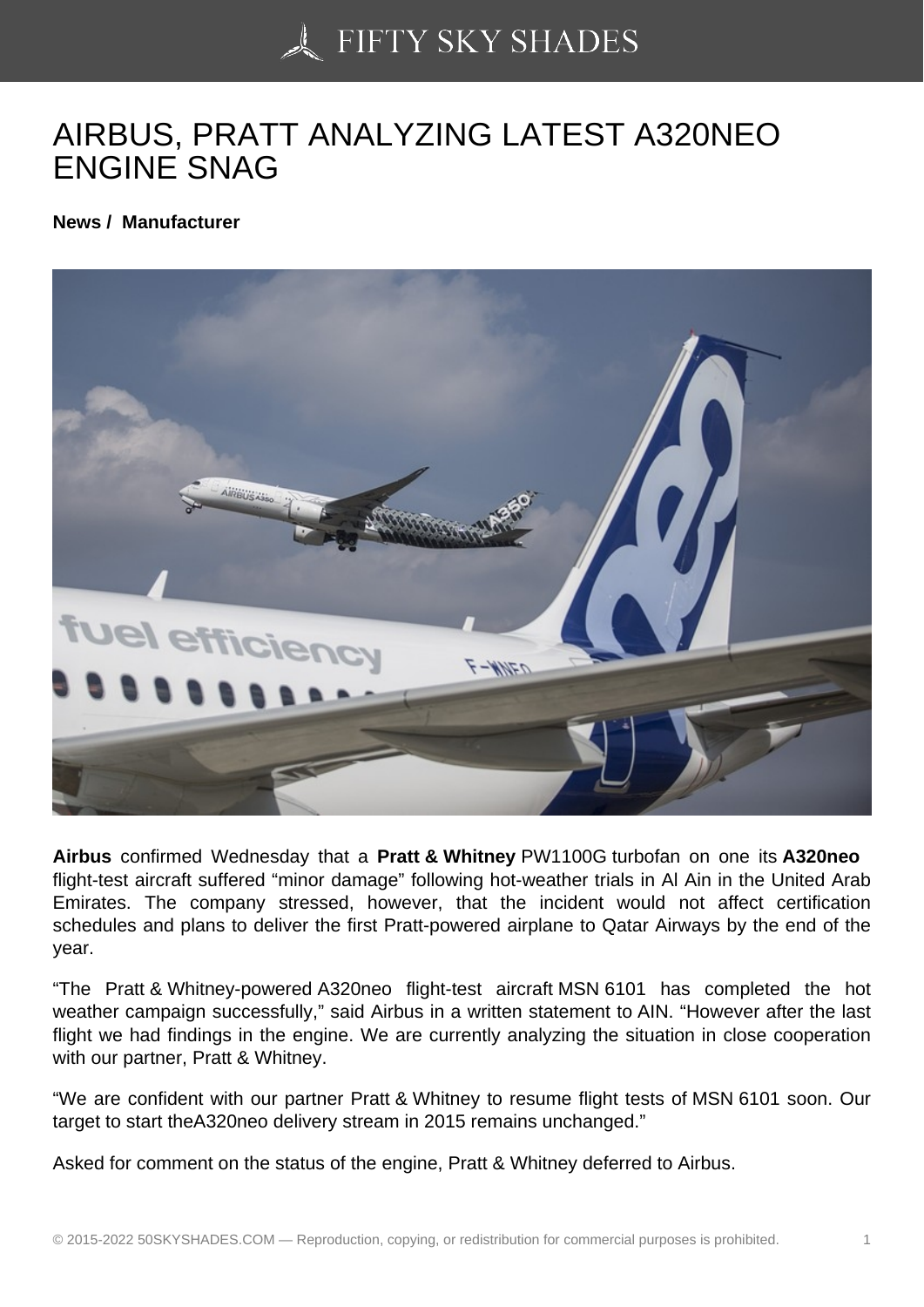# AIRBUS, PRATT ANALYZING LATEST A320NEO ENGINE SNAG

**News / Manufacturer**

**Airbus** confirmed Wednesday that a **Pratt & Whitney** PW1100G turbofan on one its **A320neo** flight-test aircraft suffered "minor damage" following hot-weather trials in Al Ain in the United Arab Emirates. The company stressed, however, that the incident would not affect certification schedules and plans to deliver the first Pratt-powered airplane to Qatar Airways by the end of the year.

"The Pratt & Whitney-powered A320neo flight-test aircraft MSN 6101 has completed the hot weather campaign successfully," said Airbus in a written statement to AIN. "However after the last flight we had findings in the engine. We are currently analyzing the situation in close cooperation with our partner, Pratt & Whitney.

"We are confident with our partner Pratt & Whitney to resume flight tests of MSN 6101 soon. Our target to start theA320neo delivery stream in 2015 remains unchanged."

Asked for comment on the status of the engine, Pratt & Whitney deferred to Airbus.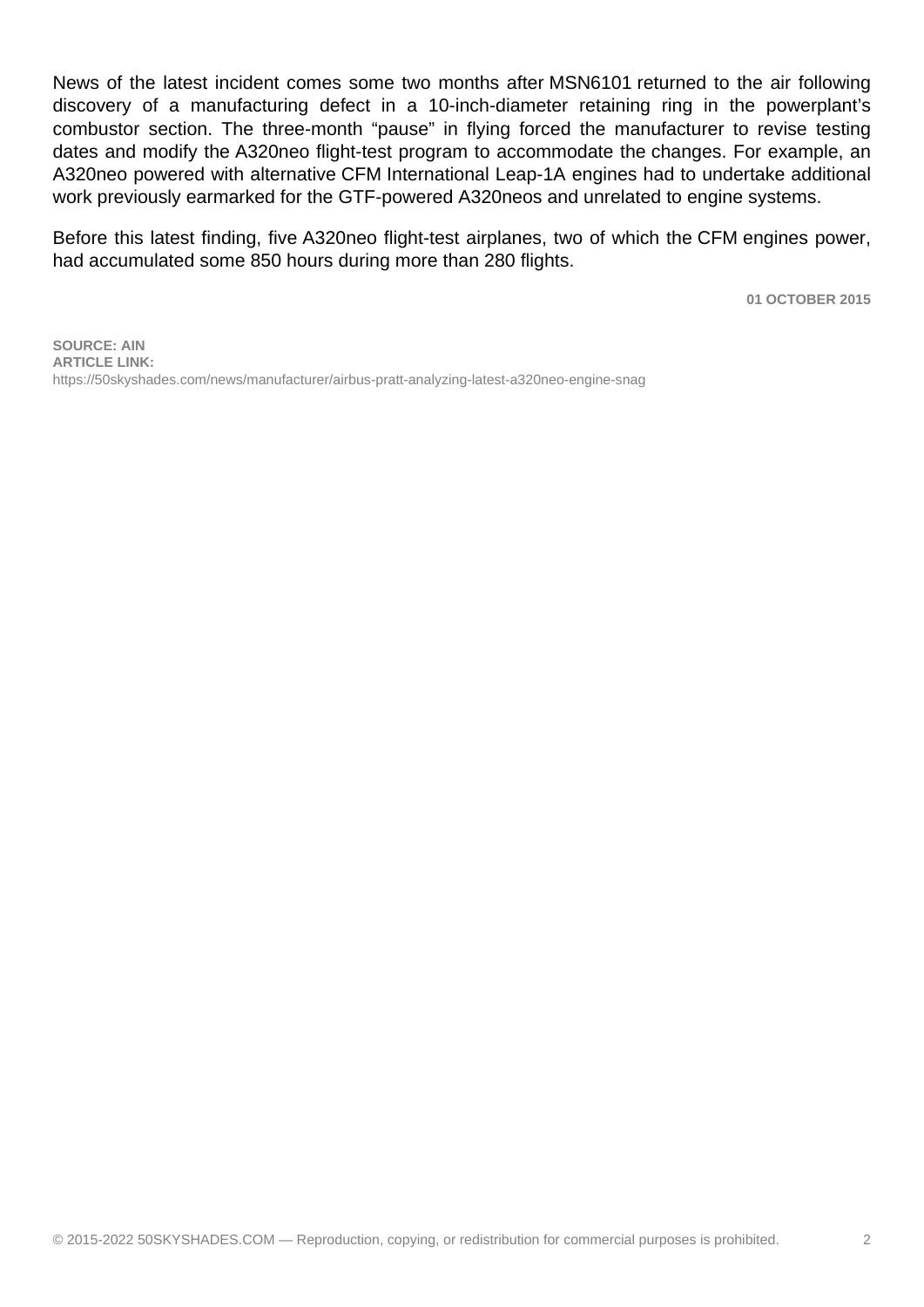News of the latest incident comes some two months after MSN6101 returned to the air following discovery of a manufacturing defect in a 10-inch-diameter retaining ring in the powerplant's combustor section. The three-month "pause" in flying forced the manufacturer to revise testing dates and modify the A320neo flight-test program to accommodate the changes. For example, an A320neo powered with alternative CFM International Leap-1A engines had to undertake additional work previously earmarked for the GTF-powered A320neos and unrelated to engine systems.

Before this latest finding, five A320neo flight-test airplanes, two of which the CFM engines power, had accumulated some 850 hours during more than 280 flights.

**01 OCTOBER 2015**

**SOURCE: AIN**
**ARTICLE LINK:**
https://50skyshades.com/news/manufacturer/airbus-pratt-analyzing-latest-a320neo-engine-snag